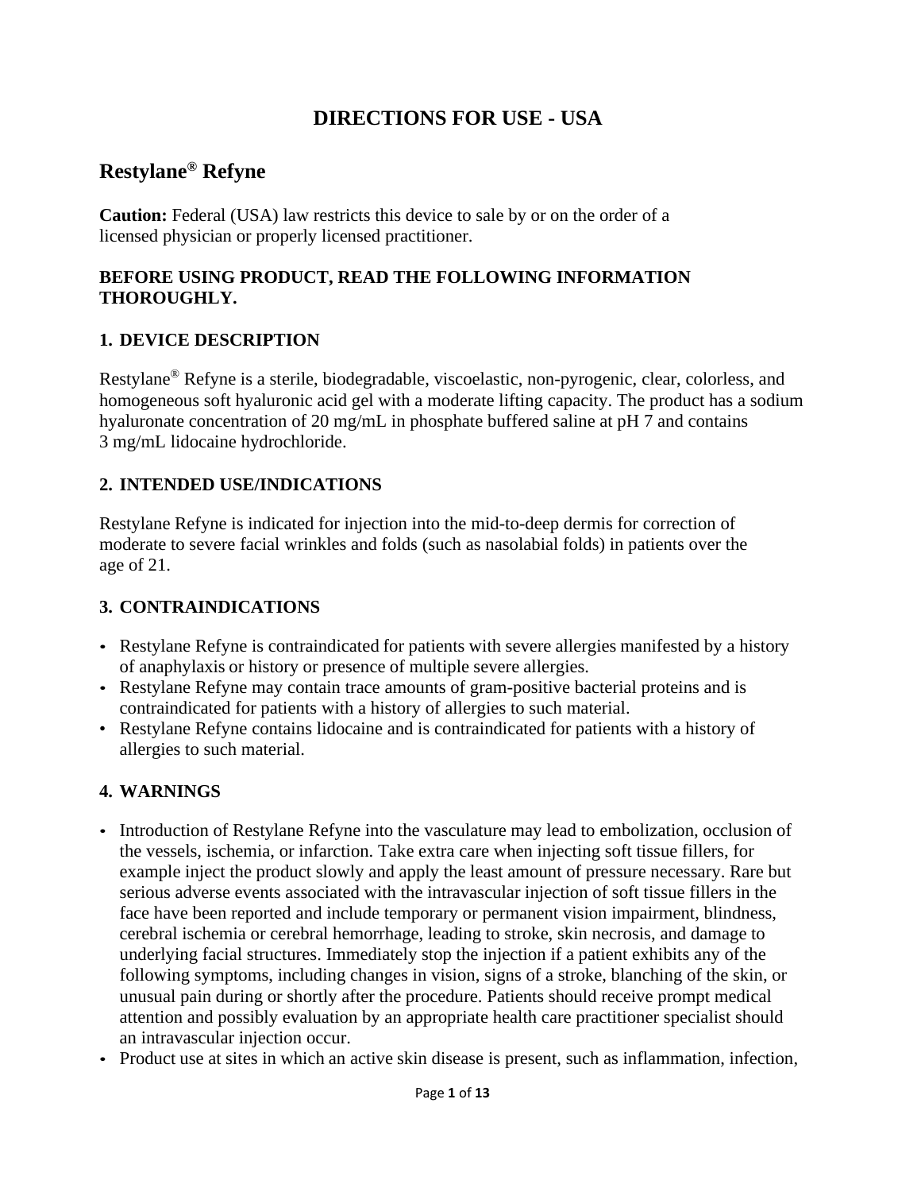# DIRECTIONS FOR USE - USA

## Restylane® Refyne

**Caution:** Federal (USA) law restricts this device to sale by or on the order of a licensed physician or properly licensed practitioner.

**BEFORE USING PRODUCT, READ THE FOLLOWING INFORMATION THOROUGHLY.**

### 1. DEVICE DESCRIPTION

Restylane® Refyne is a sterile, biodegradable, viscoelastic, non-pyrogenic, clear, colorless, and homogeneous soft hyaluronic acid gel with a moderate lifting capacity. The product has a sodium hyaluronate concentration of 20 mg/mL in phosphate buffered saline at pH 7 and contains 3 mg/mL lidocaine hydrochloride.

### 2. INTENDED USE/INDICATIONS

Restylane Refyne is indicated for injection into the mid-to-deep dermis for correction of moderate to severe facial wrinkles and folds (such as nasolabial folds) in patients over the age of 21.

### 3. CONTRAINDICATIONS

- Restylane Refyne is contraindicated for patients with severe allergies manifested by a history of anaphylaxis or history or presence of multiple severe allergies.
- Restylane Refyne may contain trace amounts of gram-positive bacterial proteins and is contraindicated for patients with a history of allergies to such material.
- Restylane Refyne contains lidocaine and is contraindicated for patients with a history of allergies to such material.

### 4. WARNINGS

- Introduction of Restylane Refyne into the vasculature may lead to embolization, occlusion of the vessels, ischemia, or infarction. Take extra care when injecting soft tissue fillers, for example inject the product slowly and apply the least amount of pressure necessary. Rare but serious adverse events associated with the intravascular injection of soft tissue fillers in the face have been reported and include temporary or permanent vision impairment, blindness, cerebral ischemia or cerebral hemorrhage, leading to stroke, skin necrosis, and damage to underlying facial structures. Immediately stop the injection if a patient exhibits any of the following symptoms, including changes in vision, signs of a stroke, blanching of the skin, or unusual pain during or shortly after the procedure. Patients should receive prompt medical attention and possibly evaluation by an appropriate health care practitioner specialist should an intravascular injection occur.
- Product use at sites in which an active skin disease is present, such as inflammation, infection,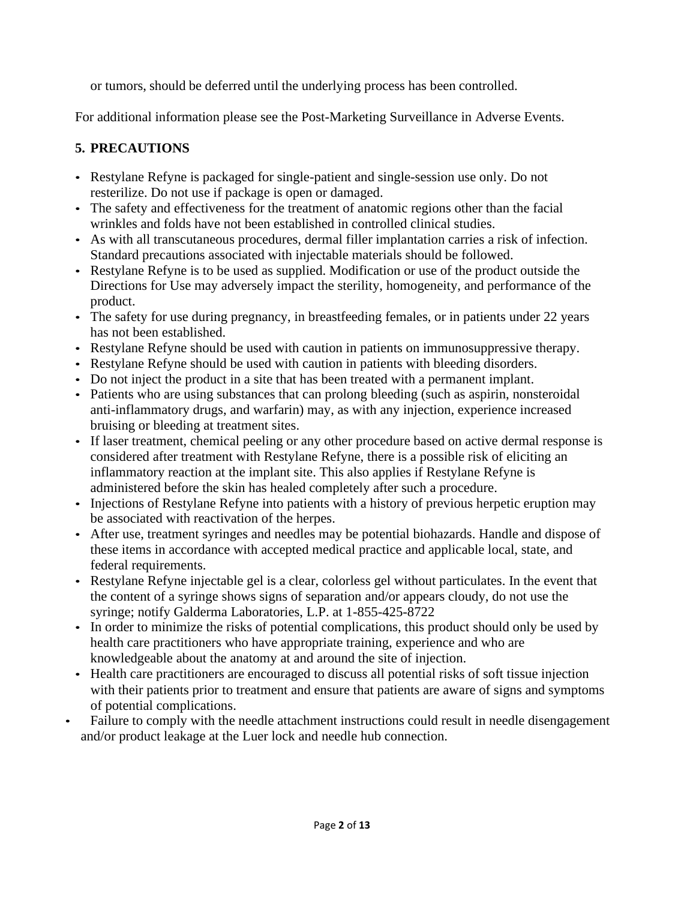or tumors, should be deferred until the underlying process has been controlled.

For additional information please see the Post-Marketing Surveillance in Adverse Events.

## 5. PRECAUTIONS

- Restylane Refyne is packaged for single-patient and single-session use only. Do not resterilize. Do not use if package is open or damaged.
- The safety and effectiveness for the treatment of anatomic regions other than the facial wrinkles and folds have not been established in controlled clinical studies.
- As with all transcutaneous procedures, dermal filler implantation carries a risk of infection. Standard precautions associated with injectable materials should be followed.
- Restylane Refyne is to be used as supplied. Modification or use of the product outside the Directions for Use may adversely impact the sterility, homogeneity, and performance of the product.
- The safety for use during pregnancy, in breastfeeding females, or in patients under 22 years has not been established.
- Restylane Refyne should be used with caution in patients on immunosuppressive therapy.
- Restylane Refyne should be used with caution in patients with bleeding disorders.
- Do not inject the product in a site that has been treated with a permanent implant.
- Patients who are using substances that can prolong bleeding (such as aspirin, nonsteroidal anti-inflammatory drugs, and warfarin) may, as with any injection, experience increased bruising or bleeding at treatment sites.
- If laser treatment, chemical peeling or any other procedure based on active dermal response is considered after treatment with Restylane Refyne, there is a possible risk of eliciting an inflammatory reaction at the implant site. This also applies if Restylane Refyne is administered before the skin has healed completely after such a procedure.
- Injections of Restylane Refyne into patients with a history of previous herpetic eruption may be associated with reactivation of the herpes.
- After use, treatment syringes and needles may be potential biohazards. Handle and dispose of these items in accordance with accepted medical practice and applicable local, state, and federal requirements.
- Restylane Refyne injectable gel is a clear, colorless gel without particulates. In the event that the content of a syringe shows signs of separation and/or appears cloudy, do not use the syringe; notify Galderma Laboratories, L.P. at 1-855-425-8722
- In order to minimize the risks of potential complications, this product should only be used by health care practitioners who have appropriate training, experience and who are knowledgeable about the anatomy at and around the site of injection.
- Health care practitioners are encouraged to discuss all potential risks of soft tissue injection with their patients prior to treatment and ensure that patients are aware of signs and symptoms of potential complications.
- Failure to comply with the needle attachment instructions could result in needle disengagement and/or product leakage at the Luer lock and needle hub connection.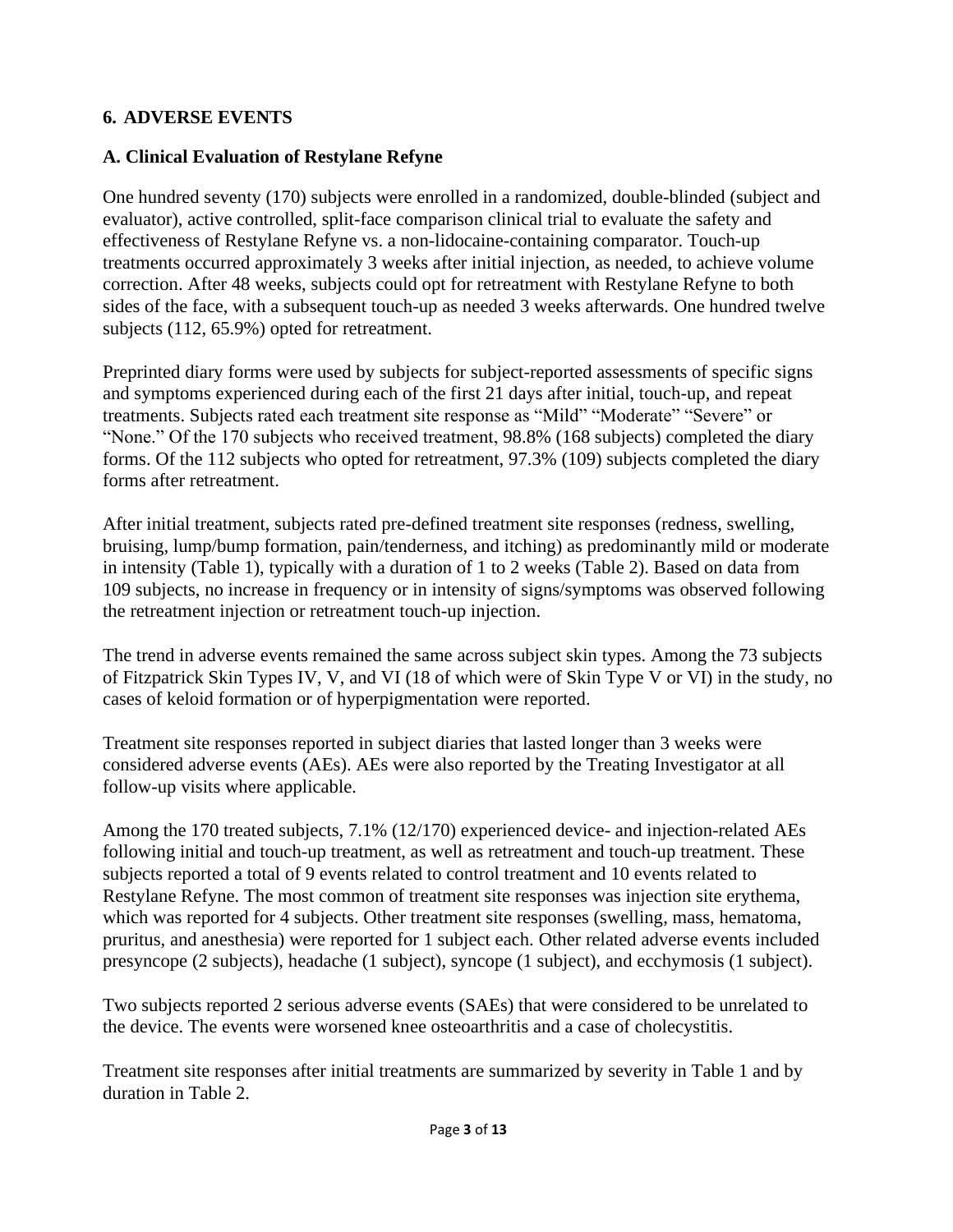## 6. ADVERSE EVENTS

### A. Clinical Evaluation of Restylane Refyne

One hundred seventy (170) subjects were enrolled in a randomized, double-blinded (subject and evaluator), active controlled, split-face comparison clinical trial to evaluate the safety and effectiveness of Restylane Refyne vs. a non-lidocaine-containing comparator. Touch-up treatments occurred approximately 3 weeks after initial injection, as needed, to achieve volume correction. After 48 weeks, subjects could opt for retreatment with Restylane Refyne to both sides of the face, with a subsequent touch-up as needed 3 weeks afterwards. One hundred twelve subjects (112, 65.9%) opted for retreatment.

Preprinted diary forms were used by subjects for subject-reported assessments of specific signs and symptoms experienced during each of the first 21 days after initial, touch-up, and repeat treatments. Subjects rated each treatment site response as "Mild" "Moderate" "Severe" or "None." Of the 170 subjects who received treatment, 98.8% (168 subjects) completed the diary forms. Of the 112 subjects who opted for retreatment, 97.3% (109) subjects completed the diary forms after retreatment.

After initial treatment, subjects rated pre-defined treatment site responses (redness, swelling, bruising, lump/bump formation, pain/tenderness, and itching) as predominantly mild or moderate in intensity (Table 1), typically with a duration of 1 to 2 weeks (Table 2). Based on data from 109 subjects, no increase in frequency or in intensity of signs/symptoms was observed following the retreatment injection or retreatment touch-up injection.

The trend in adverse events remained the same across subject skin types. Among the 73 subjects of Fitzpatrick Skin Types IV, V, and VI (18 of which were of Skin Type V or VI) in the study, no cases of keloid formation or of hyperpigmentation were reported.

Treatment site responses reported in subject diaries that lasted longer than 3 weeks were considered adverse events (AEs). AEs were also reported by the Treating Investigator at all follow-up visits where applicable.

Among the 170 treated subjects, 7.1% (12/170) experienced device- and injection-related AEs following initial and touch-up treatment, as well as retreatment and touch-up treatment. These subjects reported a total of 9 events related to control treatment and 10 events related to Restylane Refyne. The most common of treatment site responses was injection site erythema, which was reported for 4 subjects. Other treatment site responses (swelling, mass, hematoma, pruritus, and anesthesia) were reported for 1 subject each. Other related adverse events included presyncope (2 subjects), headache (1 subject), syncope (1 subject), and ecchymosis (1 subject).

Two subjects reported 2 serious adverse events (SAEs) that were considered to be unrelated to the device. The events were worsened knee osteoarthritis and a case of cholecystitis.

Treatment site responses after initial treatments are summarized by severity in Table 1 and by duration in Table 2.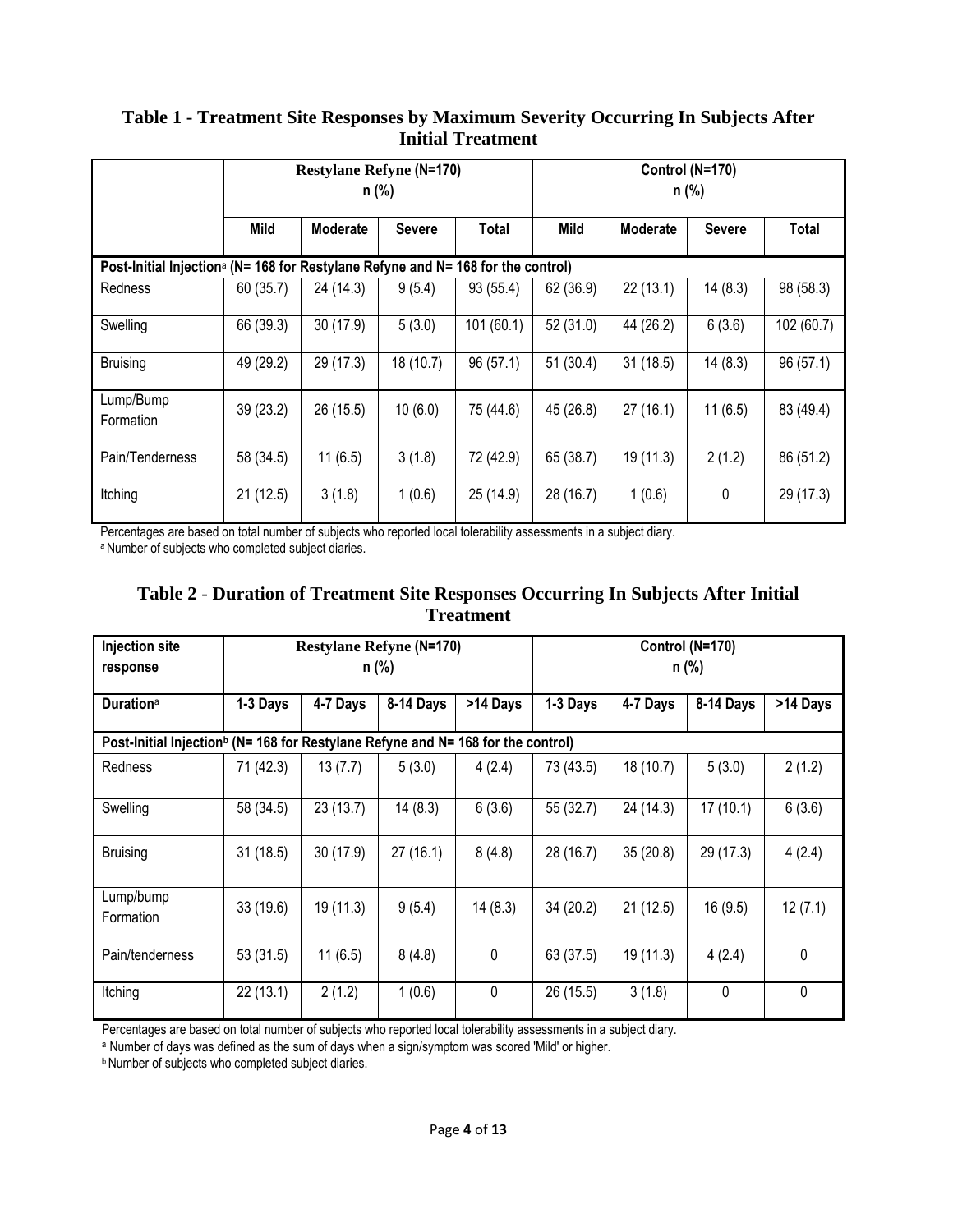**Table 1 - Treatment Site Responses by Maximum Severity Occurring In Subjects After Initial Treatment**

| | Restylane Refyne (N=170) n (%) | | | | Control (N=170) n (%) | | | |
|---|---|---|---|---|---|---|---|---|
| | Mild | Moderate | Severe | Total | Mild | Moderate | Severe | Total |
| Post-Initial Injection[a] (N= 168 for Restylane Refyne and N= 168 for the control) | | | | | | | | |
| Redness | 60 (35.7) | 24 (14.3) | 9 (5.4) | 93 (55.4) | 62 (36.9) | 22 (13.1) | 14 (8.3) | 98 (58.3) |
| Swelling | 66 (39.3) | 30 (17.9) | 5 (3.0) | 101 (60.1) | 52 (31.0) | 44 (26.2) | 6 (3.6) | 102 (60.7) |
| Bruising | 49 (29.2) | 29 (17.3) | 18 (10.7) | 96 (57.1) | 51 (30.4) | 31 (18.5) | 14 (8.3) | 96 (57.1) |
| Lump/Bump Formation | 39 (23.2) | 26 (15.5) | 10 (6.0) | 75 (44.6) | 45 (26.8) | 27 (16.1) | 11 (6.5) | 83 (49.4) |
| Pain/Tenderness | 58 (34.5) | 11 (6.5) | 3 (1.8) | 72 (42.9) | 65 (38.7) | 19 (11.3) | 2 (1.2) | 86 (51.2) |
| Itching | 21 (12.5) | 3 (1.8) | 1 (0.6) | 25 (14.9) | 28 (16.7) | 1 (0.6) | 0 | 29 (17.3) |

Percentages are based on total number of subjects who reported local tolerability assessments in a subject diary.
[a] Number of subjects who completed subject diaries.

**Table 2 - Duration of Treatment Site Responses Occurring In Subjects After Initial Treatment**

| Injection site response | Restylane Refyne (N=170) n (%) | | | | Control (N=170) n (%) | | | |
|---|---|---|---|---|---|---|---|---|
| Duration[a] | 1-3 Days | 4-7 Days | 8-14 Days | >14 Days | 1-3 Days | 4-7 Days | 8-14 Days | >14 Days |
| Post-Initial Injection[b] (N= 168 for Restylane Refyne and N= 168 for the control) | | | | | | | | |
| Redness | 71 (42.3) | 13 (7.7) | 5 (3.0) | 4 (2.4) | 73 (43.5) | 18 (10.7) | 5 (3.0) | 2 (1.2) |
| Swelling | 58 (34.5) | 23 (13.7) | 14 (8.3) | 6 (3.6) | 55 (32.7) | 24 (14.3) | 17 (10.1) | 6 (3.6) |
| Bruising | 31 (18.5) | 30 (17.9) | 27 (16.1) | 8 (4.8) | 28 (16.7) | 35 (20.8) | 29 (17.3) | 4 (2.4) |
| Lump/bump Formation | 33 (19.6) | 19 (11.3) | 9 (5.4) | 14 (8.3) | 34 (20.2) | 21 (12.5) | 16 (9.5) | 12 (7.1) |
| Pain/tenderness | 53 (31.5) | 11 (6.5) | 8 (4.8) | 0 | 63 (37.5) | 19 (11.3) | 4 (2.4) | 0 |
| Itching | 22 (13.1) | 2 (1.2) | 1 (0.6) | 0 | 26 (15.5) | 3 (1.8) | 0 | 0 |

Percentages are based on total number of subjects who reported local tolerability assessments in a subject diary.
[a] Number of days was defined as the sum of days when a sign/symptom was scored 'Mild' or higher.
[b] Number of subjects who completed subject diaries.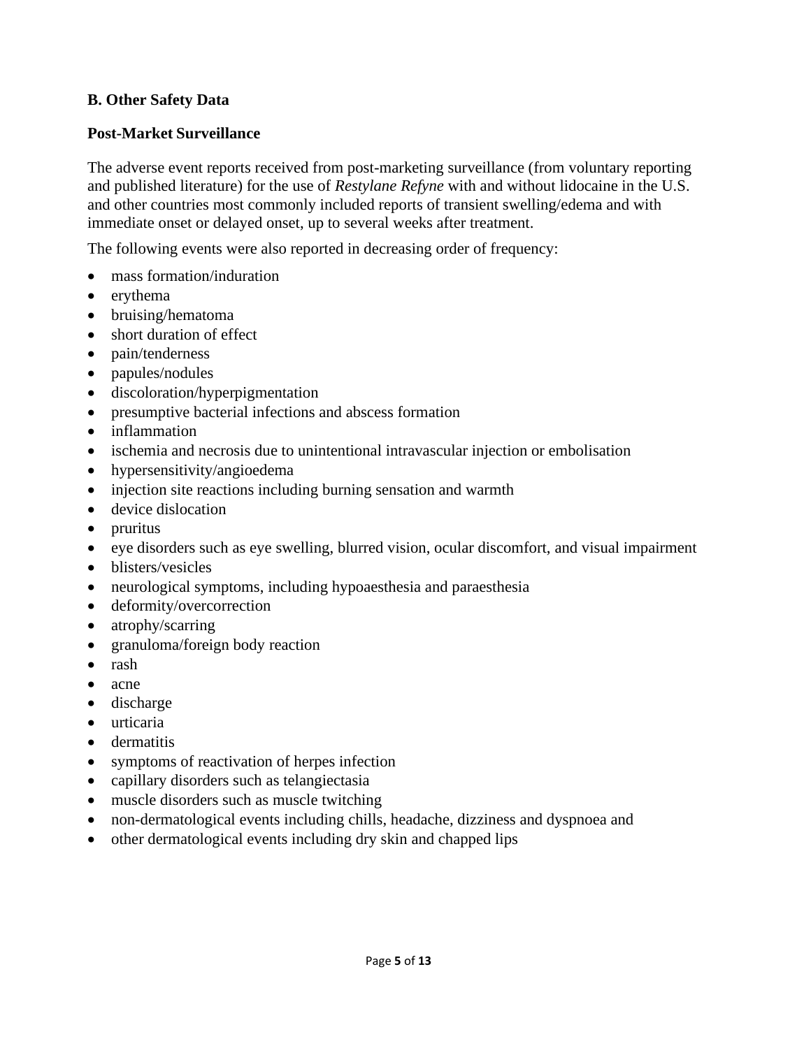**B. Other Safety Data**

**Post-Market Surveillance**

The adverse event reports received from post-marketing surveillance (from voluntary reporting and published literature) for the use of *Restylane Refyne* with and without lidocaine in the U.S. and other countries most commonly included reports of transient swelling/edema and with immediate onset or delayed onset, up to several weeks after treatment.

The following events were also reported in decreasing order of frequency:

- mass formation/induration
- erythema
- bruising/hematoma
- short duration of effect
- pain/tenderness
- papules/nodules
- discoloration/hyperpigmentation
- presumptive bacterial infections and abscess formation
- inflammation
- ischemia and necrosis due to unintentional intravascular injection or embolisation
- hypersensitivity/angioedema
- injection site reactions including burning sensation and warmth
- device dislocation
- pruritus
- eye disorders such as eye swelling, blurred vision, ocular discomfort, and visual impairment
- blisters/vesicles
- neurological symptoms, including hypoaesthesia and paraesthesia
- deformity/overcorrection
- atrophy/scarring
- granuloma/foreign body reaction
- rash
- acne
- discharge
- urticaria
- dermatitis
- symptoms of reactivation of herpes infection
- capillary disorders such as telangiectasia
- muscle disorders such as muscle twitching
- non-dermatological events including chills, headache, dizziness and dyspnoea and
- other dermatological events including dry skin and chapped lips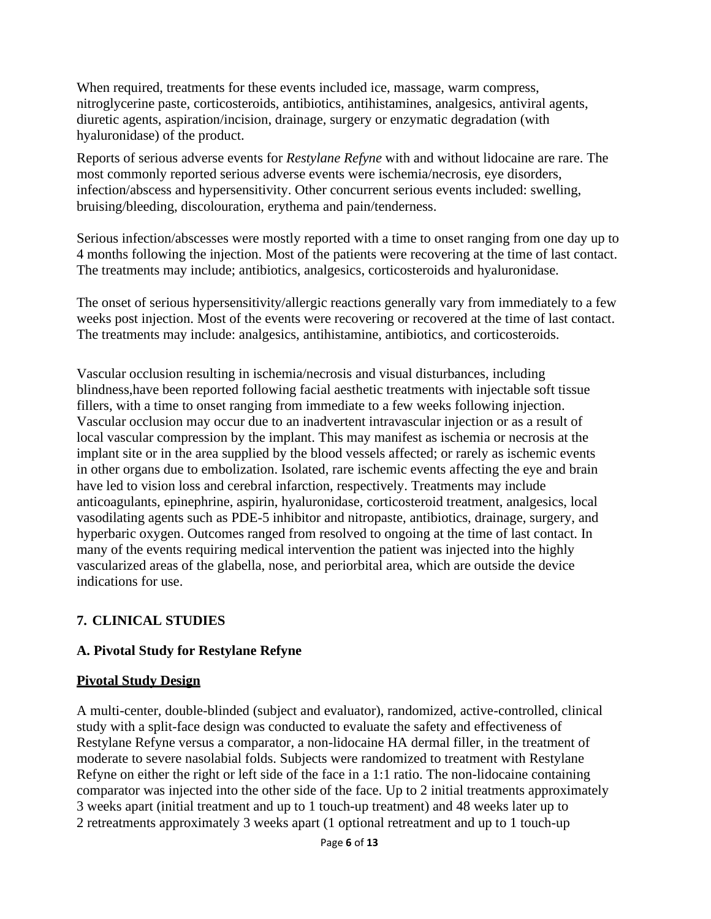When required, treatments for these events included ice, massage, warm compress, nitroglycerine paste, corticosteroids, antibiotics, antihistamines, analgesics, antiviral agents, diuretic agents, aspiration/incision, drainage, surgery or enzymatic degradation (with hyaluronidase) of the product.

Reports of serious adverse events for *Restylane Refyne* with and without lidocaine are rare. The most commonly reported serious adverse events were ischemia/necrosis, eye disorders, infection/abscess and hypersensitivity. Other concurrent serious events included: swelling, bruising/bleeding, discolouration, erythema and pain/tenderness.

Serious infection/abscesses were mostly reported with a time to onset ranging from one day up to 4 months following the injection. Most of the patients were recovering at the time of last contact. The treatments may include; antibiotics, analgesics, corticosteroids and hyaluronidase.

The onset of serious hypersensitivity/allergic reactions generally vary from immediately to a few weeks post injection. Most of the events were recovering or recovered at the time of last contact. The treatments may include: analgesics, antihistamine, antibiotics, and corticosteroids.

Vascular occlusion resulting in ischemia/necrosis and visual disturbances, including blindness,have been reported following facial aesthetic treatments with injectable soft tissue fillers, with a time to onset ranging from immediate to a few weeks following injection. Vascular occlusion may occur due to an inadvertent intravascular injection or as a result of local vascular compression by the implant. This may manifest as ischemia or necrosis at the implant site or in the area supplied by the blood vessels affected; or rarely as ischemic events in other organs due to embolization. Isolated, rare ischemic events affecting the eye and brain have led to vision loss and cerebral infarction, respectively. Treatments may include anticoagulants, epinephrine, aspirin, hyaluronidase, corticosteroid treatment, analgesics, local vasodilating agents such as PDE-5 inhibitor and nitropaste, antibiotics, drainage, surgery, and hyperbaric oxygen. Outcomes ranged from resolved to ongoing at the time of last contact. In many of the events requiring medical intervention the patient was injected into the highly vascularized areas of the glabella, nose, and periorbital area, which are outside the device indications for use.

## 7. CLINICAL STUDIES

### A. Pivotal Study for Restylane Refyne

**Pivotal Study Design**

A multi-center, double-blinded (subject and evaluator), randomized, active-controlled, clinical study with a split-face design was conducted to evaluate the safety and effectiveness of Restylane Refyne versus a comparator, a non-lidocaine HA dermal filler, in the treatment of moderate to severe nasolabial folds. Subjects were randomized to treatment with Restylane Refyne on either the right or left side of the face in a 1:1 ratio. The non-lidocaine containing comparator was injected into the other side of the face. Up to 2 initial treatments approximately 3 weeks apart (initial treatment and up to 1 touch-up treatment) and 48 weeks later up to 2 retreatments approximately 3 weeks apart (1 optional retreatment and up to 1 touch-up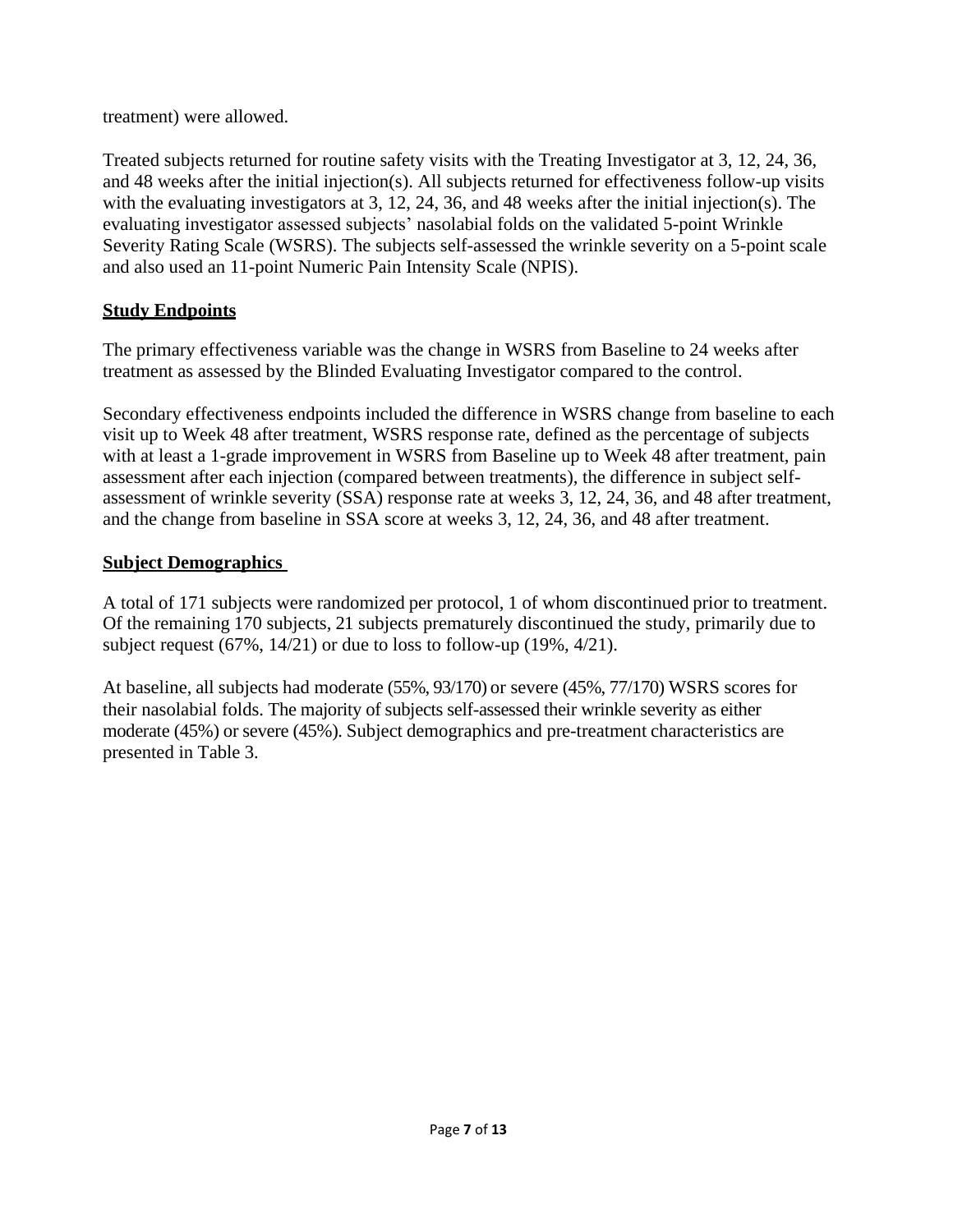treatment) were allowed.

Treated subjects returned for routine safety visits with the Treating Investigator at 3, 12, 24, 36, and 48 weeks after the initial injection(s). All subjects returned for effectiveness follow-up visits with the evaluating investigators at 3, 12, 24, 36, and 48 weeks after the initial injection(s). The evaluating investigator assessed subjects' nasolabial folds on the validated 5-point Wrinkle Severity Rating Scale (WSRS). The subjects self-assessed the wrinkle severity on a 5-point scale and also used an 11-point Numeric Pain Intensity Scale (NPIS).

## Study Endpoints

The primary effectiveness variable was the change in WSRS from Baseline to 24 weeks after treatment as assessed by the Blinded Evaluating Investigator compared to the control.

Secondary effectiveness endpoints included the difference in WSRS change from baseline to each visit up to Week 48 after treatment, WSRS response rate, defined as the percentage of subjects with at least a 1-grade improvement in WSRS from Baseline up to Week 48 after treatment, pain assessment after each injection (compared between treatments), the difference in subject self-assessment of wrinkle severity (SSA) response rate at weeks 3, 12, 24, 36, and 48 after treatment, and the change from baseline in SSA score at weeks 3, 12, 24, 36, and 48 after treatment.

## Subject Demographics

A total of 171 subjects were randomized per protocol, 1 of whom discontinued prior to treatment. Of the remaining 170 subjects, 21 subjects prematurely discontinued the study, primarily due to subject request (67%, 14/21) or due to loss to follow-up (19%, 4/21).

At baseline, all subjects had moderate (55%, 93/170) or severe (45%, 77/170) WSRS scores for their nasolabial folds. The majority of subjects self-assessed their wrinkle severity as either moderate (45%) or severe (45%). Subject demographics and pre-treatment characteristics are presented in Table 3.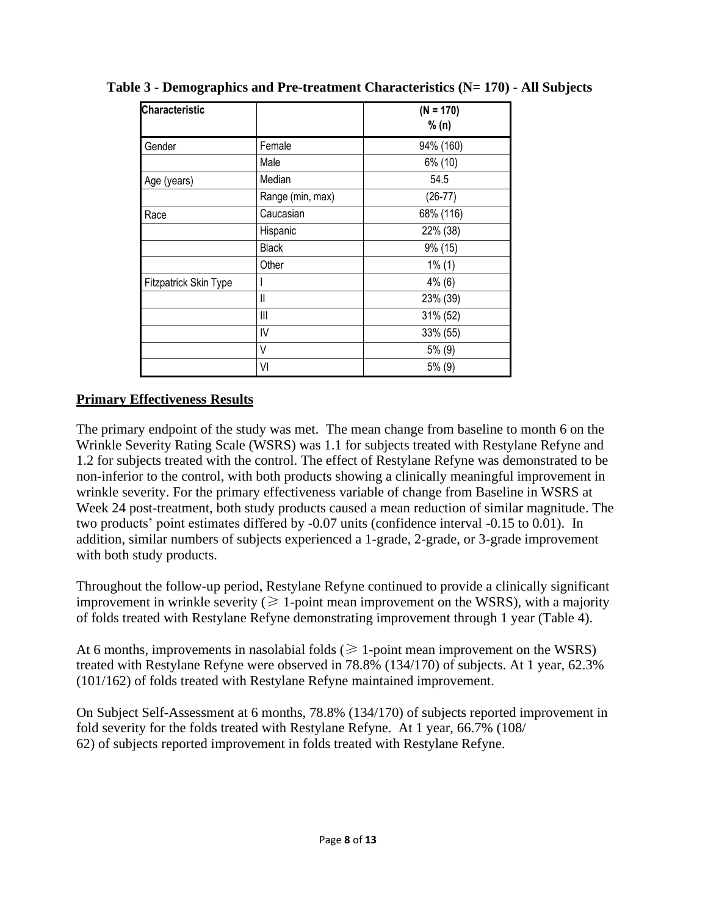**Table 3 - Demographics and Pre-treatment Characteristics (N= 170) - All Subjects**

| Characteristic | | (N = 170) % (n) |
|---|---|---|
| Gender | Female | 94% (160) |
| | Male | 6% (10) |
| Age (years) | Median | 54.5 |
| | Range (min, max) | (26-77) |
| Race | Caucasian | 68% (116) |
| | Hispanic | 22% (38) |
| | Black | 9% (15) |
| | Other | 1% (1) |
| Fitzpatrick Skin Type | I | 4% (6) |
| | II | 23% (39) |
| | III | 31% (52) |
| | IV | 33% (55) |
| | V | 5% (9) |
| | VI | 5% (9) |

## Primary Effectiveness Results

The primary endpoint of the study was met. The mean change from baseline to month 6 on the Wrinkle Severity Rating Scale (WSRS) was 1.1 for subjects treated with Restylane Refyne and 1.2 for subjects treated with the control. The effect of Restylane Refyne was demonstrated to be non-inferior to the control, with both products showing a clinically meaningful improvement in wrinkle severity. For the primary effectiveness variable of change from Baseline in WSRS at Week 24 post-treatment, both study products caused a mean reduction of similar magnitude. The two products' point estimates differed by -0.07 units (confidence interval -0.15 to 0.01). In addition, similar numbers of subjects experienced a 1-grade, 2-grade, or 3-grade improvement with both study products.

Throughout the follow-up period, Restylane Refyne continued to provide a clinically significant improvement in wrinkle severity ($\geqslant$ 1-point mean improvement on the WSRS), with a majority of folds treated with Restylane Refyne demonstrating improvement through 1 year (Table 4).

At 6 months, improvements in nasolabial folds ($\geqslant$ 1-point mean improvement on the WSRS) treated with Restylane Refyne were observed in 78.8% (134/170) of subjects. At 1 year, 62.3% (101/162) of folds treated with Restylane Refyne maintained improvement.

On Subject Self-Assessment at 6 months, 78.8% (134/170) of subjects reported improvement in fold severity for the folds treated with Restylane Refyne. At 1 year, 66.7% (108/
62) of subjects reported improvement in folds treated with Restylane Refyne.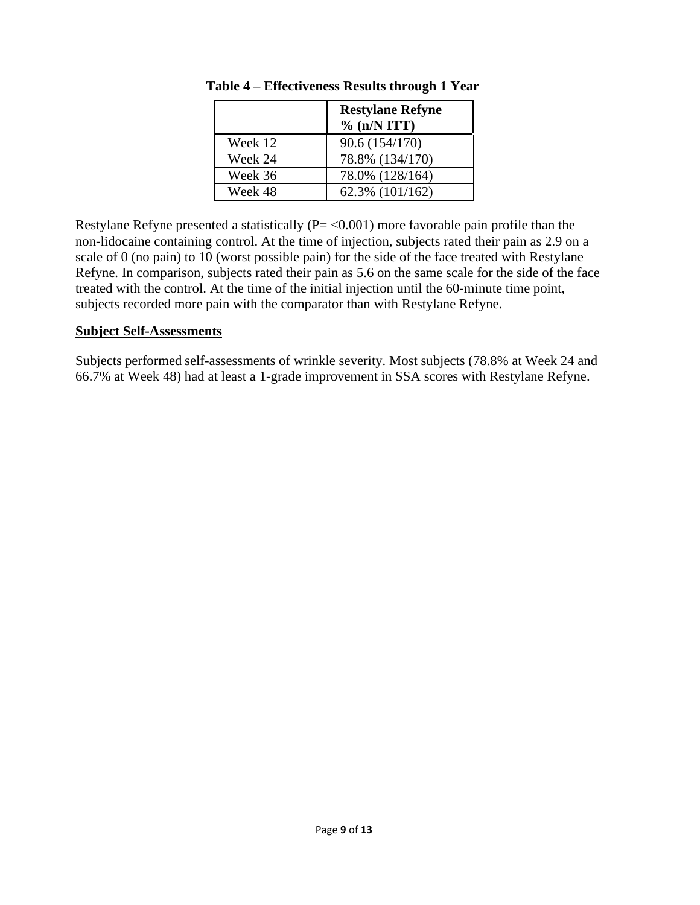**Table 4 – Effectiveness Results through 1 Year**

| | **Restylane Refyne % (n/N ITT)** |
|---|---|
| Week 12 | 90.6 (154/170) |
| Week 24 | 78.8% (134/170) |
| Week 36 | 78.0% (128/164) |
| Week 48 | 62.3% (101/162) |

Restylane Refyne presented a statistically (P= <0.001) more favorable pain profile than the non-lidocaine containing control. At the time of injection, subjects rated their pain as 2.9 on a scale of 0 (no pain) to 10 (worst possible pain) for the side of the face treated with Restylane Refyne. In comparison, subjects rated their pain as 5.6 on the same scale for the side of the face treated with the control. At the time of the initial injection until the 60-minute time point, subjects recorded more pain with the comparator than with Restylane Refyne.

**Subject Self-Assessments**

Subjects performed self-assessments of wrinkle severity. Most subjects (78.8% at Week 24 and 66.7% at Week 48) had at least a 1-grade improvement in SSA scores with Restylane Refyne.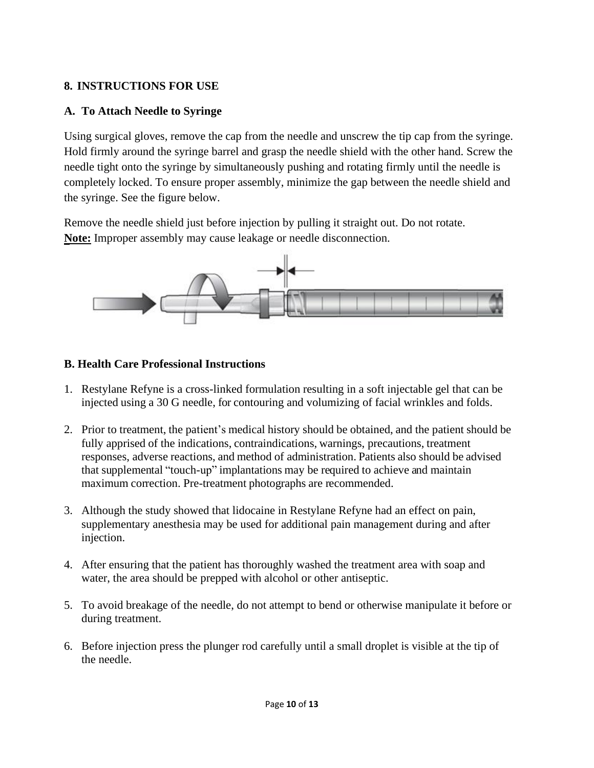## 8. INSTRUCTIONS FOR USE

### A. To Attach Needle to Syringe

Using surgical gloves, remove the cap from the needle and unscrew the tip cap from the syringe. Hold firmly around the syringe barrel and grasp the needle shield with the other hand. Screw the needle tight onto the syringe by simultaneously pushing and rotating firmly until the needle is completely locked. To ensure proper assembly, minimize the gap between the needle shield and the syringe. See the figure below.

Remove the needle shield just before injection by pulling it straight out. Do not rotate.
**Note:** Improper assembly may cause leakage or needle disconnection.

### B. Health Care Professional Instructions

1. Restylane Refyne is a cross-linked formulation resulting in a soft injectable gel that can be injected using a 30 G needle, for contouring and volumizing of facial wrinkles and folds.

2. Prior to treatment, the patient's medical history should be obtained, and the patient should be fully apprised of the indications, contraindications, warnings, precautions, treatment responses, adverse reactions, and method of administration. Patients also should be advised that supplemental "touch-up" implantations may be required to achieve and maintain maximum correction. Pre-treatment photographs are recommended.

3. Although the study showed that lidocaine in Restylane Refyne had an effect on pain, supplementary anesthesia may be used for additional pain management during and after injection.

4. After ensuring that the patient has thoroughly washed the treatment area with soap and water, the area should be prepped with alcohol or other antiseptic.

5. To avoid breakage of the needle, do not attempt to bend or otherwise manipulate it before or during treatment.

6. Before injection press the plunger rod carefully until a small droplet is visible at the tip of the needle.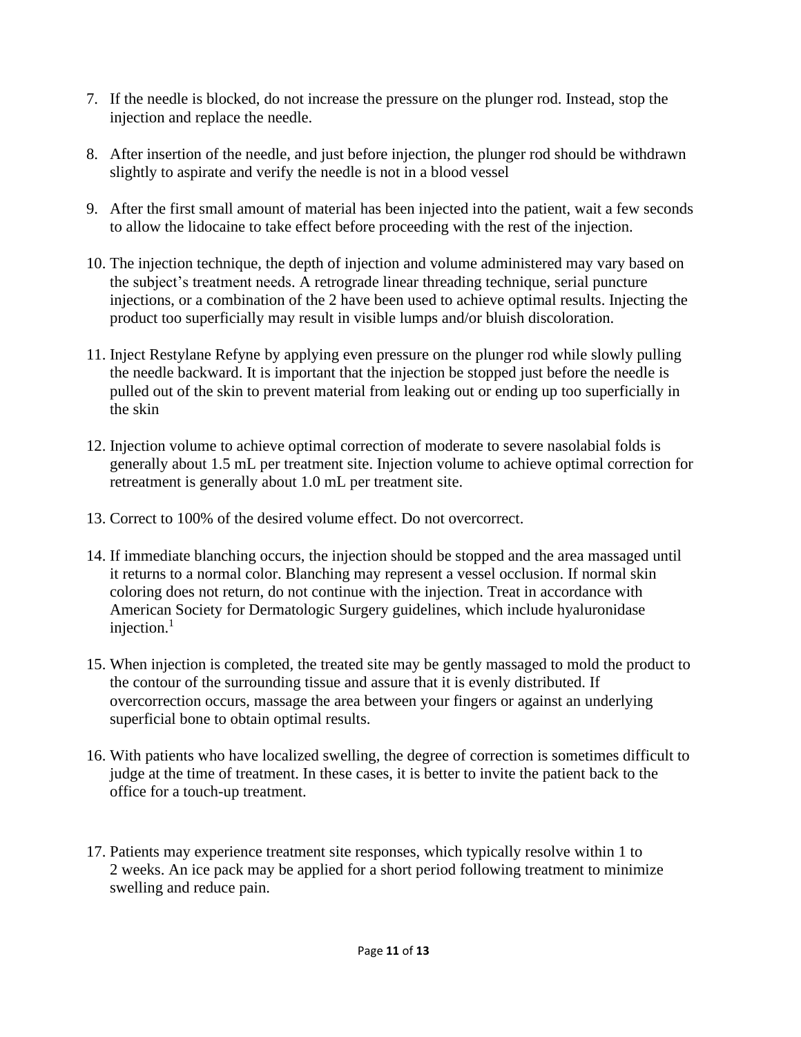7. If the needle is blocked, do not increase the pressure on the plunger rod. Instead, stop the injection and replace the needle.

8. After insertion of the needle, and just before injection, the plunger rod should be withdrawn slightly to aspirate and verify the needle is not in a blood vessel

9. After the first small amount of material has been injected into the patient, wait a few seconds to allow the lidocaine to take effect before proceeding with the rest of the injection.

10. The injection technique, the depth of injection and volume administered may vary based on the subject's treatment needs. A retrograde linear threading technique, serial puncture injections, or a combination of the 2 have been used to achieve optimal results. Injecting the product too superficially may result in visible lumps and/or bluish discoloration.

11. Inject Restylane Refyne by applying even pressure on the plunger rod while slowly pulling the needle backward. It is important that the injection be stopped just before the needle is pulled out of the skin to prevent material from leaking out or ending up too superficially in the skin

12. Injection volume to achieve optimal correction of moderate to severe nasolabial folds is generally about 1.5 mL per treatment site. Injection volume to achieve optimal correction for retreatment is generally about 1.0 mL per treatment site.

13. Correct to 100% of the desired volume effect. Do not overcorrect.

14. If immediate blanching occurs, the injection should be stopped and the area massaged until it returns to a normal color. Blanching may represent a vessel occlusion. If normal skin coloring does not return, do not continue with the injection. Treat in accordance with American Society for Dermatologic Surgery guidelines, which include hyaluronidase injection.[1]

15. When injection is completed, the treated site may be gently massaged to mold the product to the contour of the surrounding tissue and assure that it is evenly distributed. If overcorrection occurs, massage the area between your fingers or against an underlying superficial bone to obtain optimal results.

16. With patients who have localized swelling, the degree of correction is sometimes difficult to judge at the time of treatment. In these cases, it is better to invite the patient back to the office for a touch-up treatment.

17. Patients may experience treatment site responses, which typically resolve within 1 to 2 weeks. An ice pack may be applied for a short period following treatment to minimize swelling and reduce pain.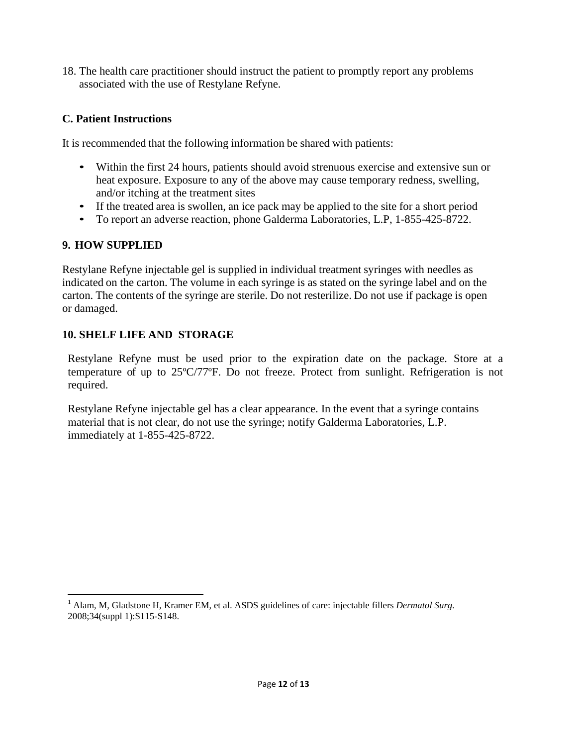18. The health care practitioner should instruct the patient to promptly report any problems associated with the use of Restylane Refyne.

### C. Patient Instructions

It is recommended that the following information be shared with patients:

- Within the first 24 hours, patients should avoid strenuous exercise and extensive sun or heat exposure. Exposure to any of the above may cause temporary redness, swelling, and/or itching at the treatment sites
- If the treated area is swollen, an ice pack may be applied to the site for a short period
- To report an adverse reaction, phone Galderma Laboratories, L.P, 1-855-425-8722.

## 9. HOW SUPPLIED

Restylane Refyne injectable gel is supplied in individual treatment syringes with needles as indicated on the carton. The volume in each syringe is as stated on the syringe label and on the carton. The contents of the syringe are sterile. Do not resterilize. Do not use if package is open or damaged.

## 10. SHELF LIFE AND STORAGE

Restylane Refyne must be used prior to the expiration date on the package. Store at a temperature of up to 25ºC/77ºF. Do not freeze. Protect from sunlight. Refrigeration is not required.

Restylane Refyne injectable gel has a clear appearance. In the event that a syringe contains material that is not clear, do not use the syringe; notify Galderma Laboratories, L.P. immediately at 1-855-425-8722.

---

[1] Alam, M, Gladstone H, Kramer EM, et al. ASDS guidelines of care: injectable fillers *Dermatol Surg*. 2008;34(suppl 1):S115-S148.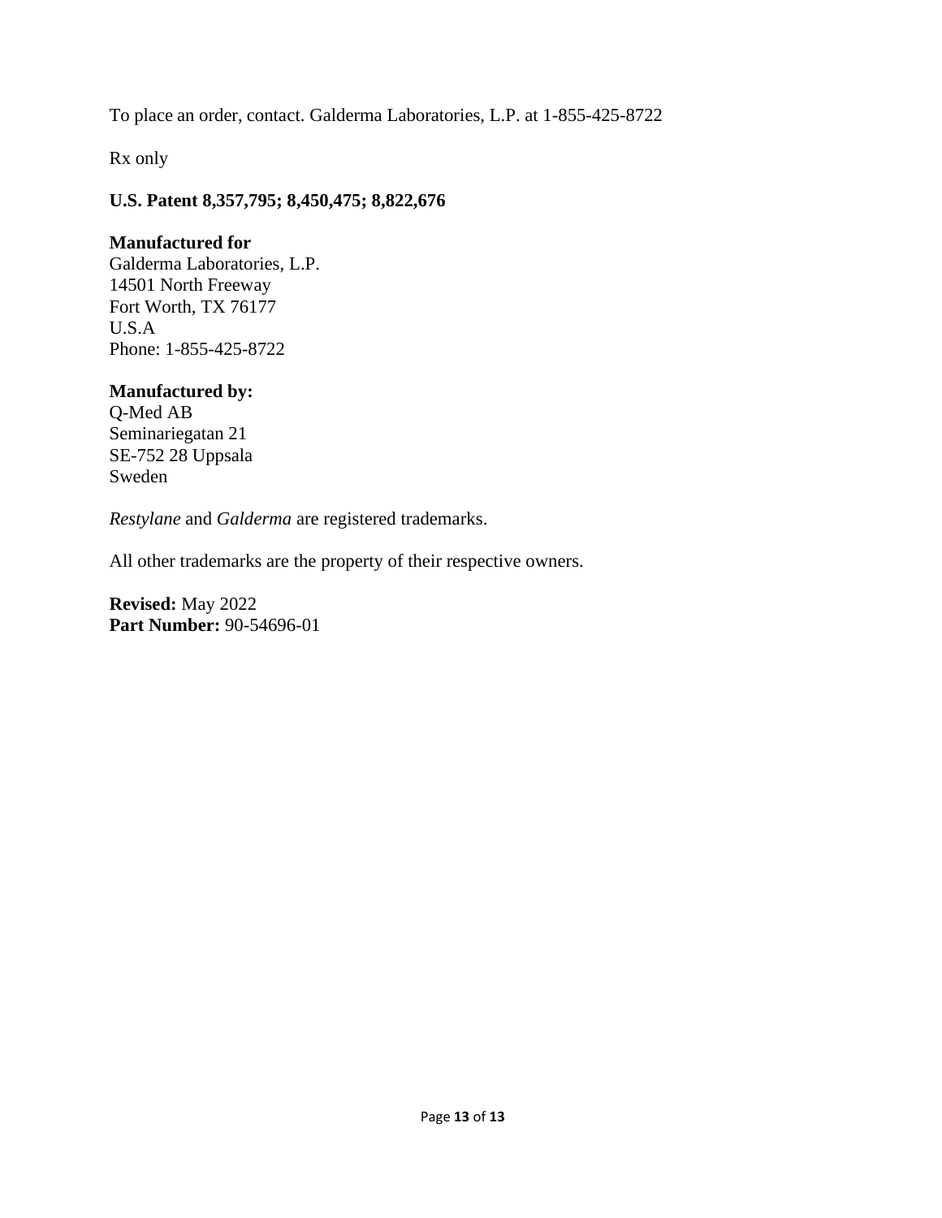To place an order, contact. Galderma Laboratories, L.P. at 1-855-425-8722

Rx only

**U.S. Patent 8,357,795; 8,450,475; 8,822,676**

**Manufactured for**
Galderma Laboratories, L.P.
14501 North Freeway
Fort Worth, TX 76177
U.S.A
Phone: 1-855-425-8722

**Manufactured by:**
Q-Med AB
Seminariegatan 21
SE-752 28 Uppsala
Sweden

*Restylane* and *Galderma* are registered trademarks.

All other trademarks are the property of their respective owners.

**Revised:** May 2022
**Part Number:** 90-54696-01